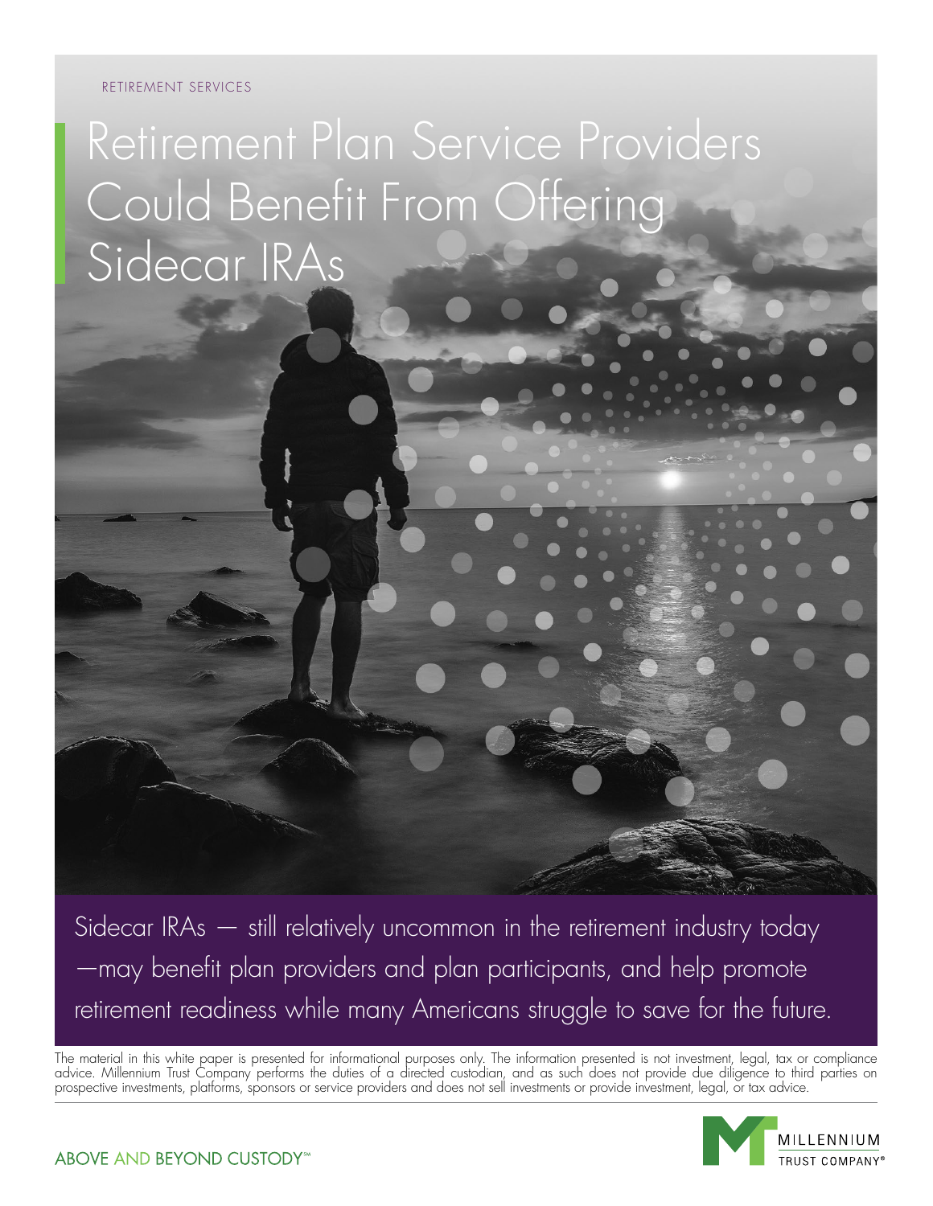RETIREMENT SERVICES

# Retirement Plan Service Providers Could Benefit From Offering Sidecar IRAs

Sidecar IRAs — still relatively uncommon in the retirement industry today —may benefit plan providers and plan participants, and help promote retirement readiness while many Americans struggle to save for the future.

The material in this white paper is presented for informational purposes only. The information presented is not investment, legal, tax or compliance advice. Millennium Trust Company performs the duties of a directed custodian, and as such does not provide due diligence to third parties on prospective investments, platforms, sponsors or service providers and does not sell investments or provide investment, legal, or tax advice.

ABOVE AND BEYOND CUSTODY℠

MILLENNIUM TRUST COMPANY®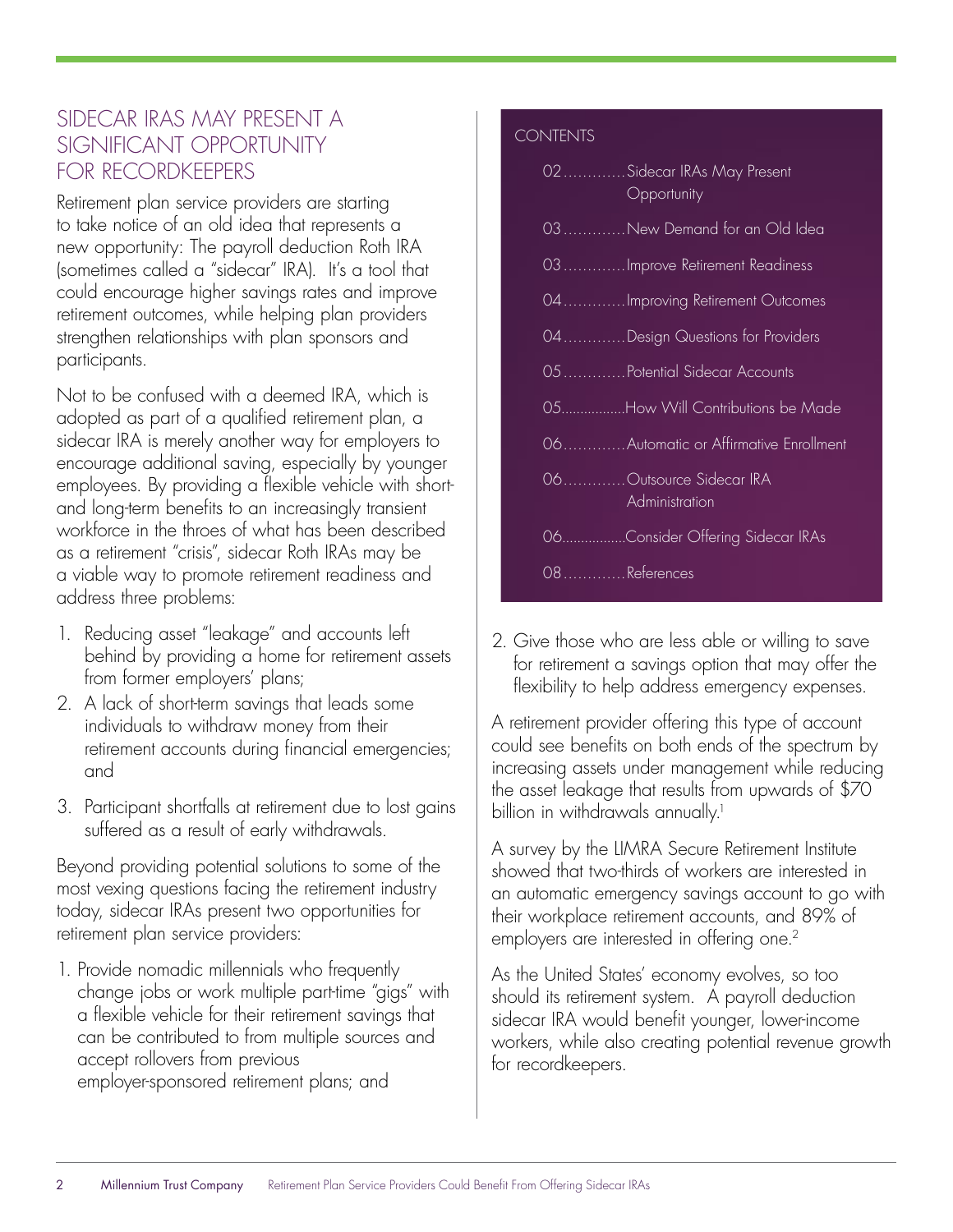## SIDECAR IRAS MAY PRESENT A SIGNIFICANT OPPORTUNITY FOR RECORDKEEPERS

Retirement plan service providers are starting to take notice of an old idea that represents a new opportunity: The payroll deduction Roth IRA (sometimes called a "sidecar" IRA). It's a tool that could encourage higher savings rates and improve retirement outcomes, while helping plan providers strengthen relationships with plan sponsors and participants.

Not to be confused with a deemed IRA, which is adopted as part of a qualified retirement plan, a sidecar IRA is merely another way for employers to encourage additional saving, especially by younger employees. By providing a flexible vehicle with short- and long-term benefits to an increasingly transient workforce in the throes of what has been described as a retirement "crisis", sidecar Roth IRAs may be a viable way to promote retirement readiness and address three problems:

1. Reducing asset "leakage" and accounts left behind by providing a home for retirement assets from former employers' plans;
2. A lack of short-term savings that leads some individuals to withdraw money from their retirement accounts during financial emergencies; and
3. Participant shortfalls at retirement due to lost gains suffered as a result of early withdrawals.

Beyond providing potential solutions to some of the most vexing questions facing the retirement industry today, sidecar IRAs present two opportunities for retirement plan service providers:

1. Provide nomadic millennials who frequently change jobs or work multiple part-time "gigs" with a flexible vehicle for their retirement savings that can be contributed to from multiple sources and accept rollovers from previous employer-sponsored retirement plans; and
2. Give those who are less able or willing to save for retirement a savings option that may offer the flexibility to help address emergency expenses.

A retirement provider offering this type of account could see benefits on both ends of the spectrum by increasing assets under management while reducing the asset leakage that results from upwards of $70 billion in withdrawals annually.[1]

A survey by the LIMRA Secure Retirement Institute showed that two-thirds of workers are interested in an automatic emergency savings account to go with their workplace retirement accounts, and 89% of employers are interested in offering one.[2]

As the United States' economy evolves, so too should its retirement system. A payroll deduction sidecar IRA would benefit younger, lower-income workers, while also creating potential revenue growth for recordkeepers.

### CONTENTS

- 02 ............ Sidecar IRAs May Present Opportunity
- 03 ............ New Demand for an Old Idea
- 03 ............ Improve Retirement Readiness
- 04 ............ Improving Retirement Outcomes
- 04 ............ Design Questions for Providers
- 05 ............ Potential Sidecar Accounts
- 05 ............ How Will Contributions be Made
- 06 ............ Automatic or Affirmative Enrollment
- 06 ............ Outsource Sidecar IRA Administration
- 06 ............ Consider Offering Sidecar IRAs
- 08 ............ References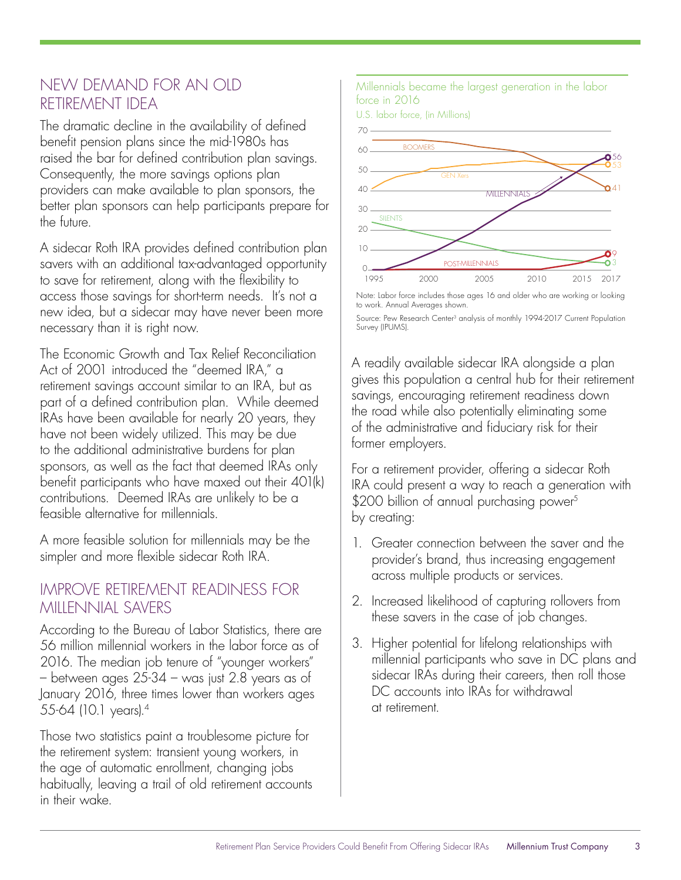## NEW DEMAND FOR AN OLD RETIREMENT IDEA

The dramatic decline in the availability of defined benefit pension plans since the mid-1980s has raised the bar for defined contribution plan savings. Consequently, the more savings options plan providers can make available to plan sponsors, the better plan sponsors can help participants prepare for the future.

A sidecar Roth IRA provides defined contribution plan savers with an additional tax-advantaged opportunity to save for retirement, along with the flexibility to access those savings for short-term needs. It's not a new idea, but a sidecar may have never been more necessary than it is right now.

The Economic Growth and Tax Relief Reconciliation Act of 2001 introduced the "deemed IRA," a retirement savings account similar to an IRA, but as part of a defined contribution plan. While deemed IRAs have been available for nearly 20 years, they have not been widely utilized. This may be due to the additional administrative burdens for plan sponsors, as well as the fact that deemed IRAs only benefit participants who have maxed out their 401(k) contributions. Deemed IRAs are unlikely to be a feasible alternative for millennials.

A more feasible solution for millennials may be the simpler and more flexible sidecar Roth IRA.

## IMPROVE RETIREMENT READINESS FOR MILLENNIAL SAVERS

According to the Bureau of Labor Statistics, there are 56 million millennial workers in the labor force as of 2016. The median job tenure of "younger workers" – between ages 25-34 – was just 2.8 years as of January 2016, three times lower than workers ages 55-64 (10.1 years).[4]

Those two statistics paint a troublesome picture for the retirement system: transient young workers, in the age of automatic enrollment, changing jobs habitually, leaving a trail of old retirement accounts in their wake.

Millennials became the largest generation in the labor force in 2016

U.S. labor force, (in Millions)

| Generation | 2017 |
|---|---|
| Millennials | 56 |
| Gen Xers | 53 |
| Boomers | 41 |
| Post-Millennials | 9 |
| Silents | 3 |

Note: Labor force includes those ages 16 and older who are working or looking to work. Annual Averages shown.

Source: Pew Research Center[3] analysis of monthly 1994-2017 Current Population Survey (IPUMS).

A readily available sidecar IRA alongside a plan gives this population a central hub for their retirement savings, encouraging retirement readiness down the road while also potentially eliminating some of the administrative and fiduciary risk for their former employers.

For a retirement provider, offering a sidecar Roth IRA could present a way to reach a generation with \$200 billion of annual purchasing power[5] by creating:

1. Greater connection between the saver and the provider's brand, thus increasing engagement across multiple products or services.
2. Increased likelihood of capturing rollovers from these savers in the case of job changes.
3. Higher potential for lifelong relationships with millennial participants who save in DC plans and sidecar IRAs during their careers, then roll those DC accounts into IRAs for withdrawal at retirement.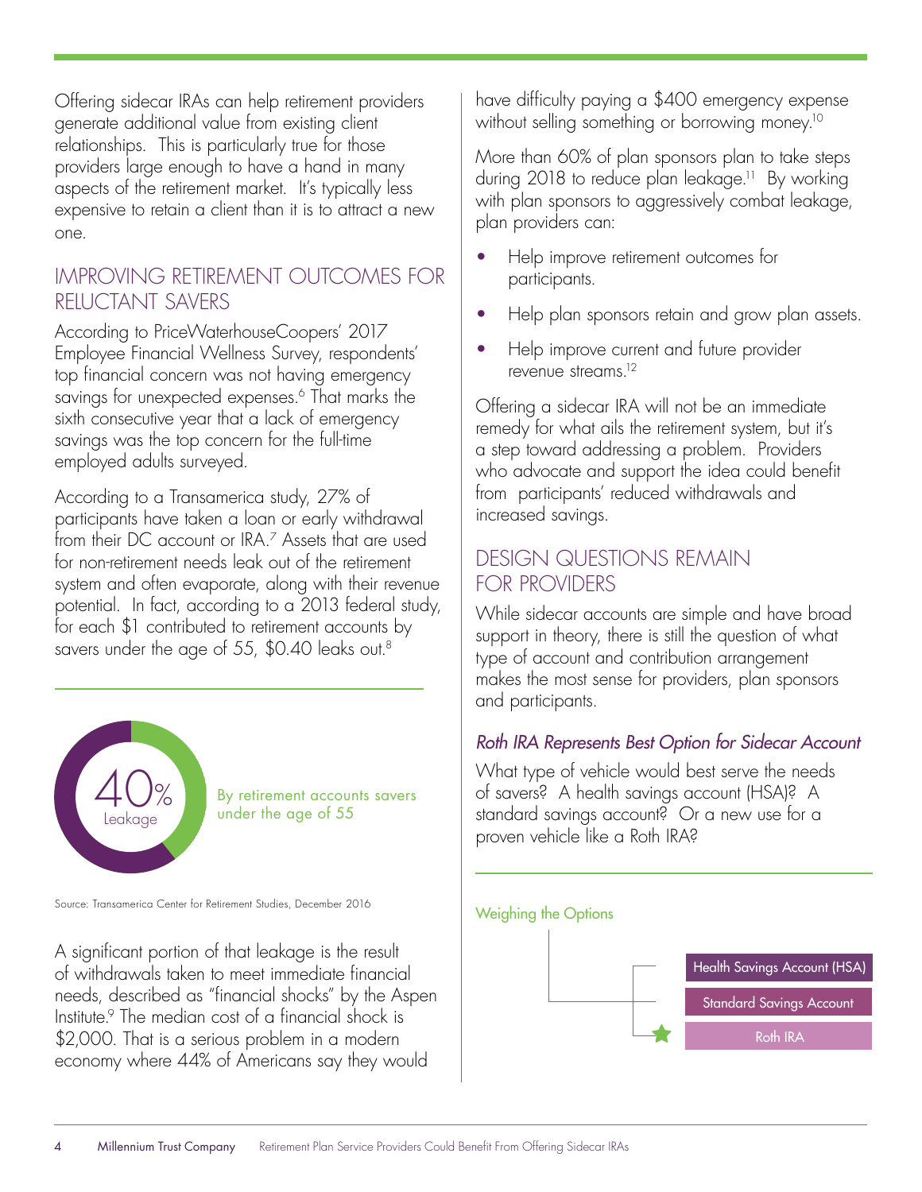Offering sidecar IRAs can help retirement providers generate additional value from existing client relationships. This is particularly true for those providers large enough to have a hand in many aspects of the retirement market. It's typically less expensive to retain a client than it is to attract a new one.

## IMPROVING RETIREMENT OUTCOMES FOR RELUCTANT SAVERS

According to PriceWaterhouseCoopers' 2017 Employee Financial Wellness Survey, respondents' top financial concern was not having emergency savings for unexpected expenses.[6] That marks the sixth consecutive year that a lack of emergency savings was the top concern for the full-time employed adults surveyed.

According to a Transamerica study, 27% of participants have taken a loan or early withdrawal from their DC account or IRA.[7] Assets that are used for non-retirement needs leak out of the retirement system and often evaporate, along with their revenue potential. In fact, according to a 2013 federal study, for each $1 contributed to retirement accounts by savers under the age of 55, $0.40 leaks out.[8]

40% Leakage

By retirement accounts savers under the age of 55

Source: Transamerica Center for Retirement Studies, December 2016

A significant portion of that leakage is the result of withdrawals taken to meet immediate financial needs, described as "financial shocks" by the Aspen Institute.[9] The median cost of a financial shock is $2,000. That is a serious problem in a modern economy where 44% of Americans say they would have difficulty paying a $400 emergency expense without selling something or borrowing money.[10]

More than 60% of plan sponsors plan to take steps during 2018 to reduce plan leakage.[11] By working with plan sponsors to aggressively combat leakage, plan providers can:

- Help improve retirement outcomes for participants.
- Help plan sponsors retain and grow plan assets.
- Help improve current and future provider revenue streams.[12]

Offering a sidecar IRA will not be an immediate remedy for what ails the retirement system, but it's a step toward addressing a problem. Providers who advocate and support the idea could benefit from participants' reduced withdrawals and increased savings.

## DESIGN QUESTIONS REMAIN FOR PROVIDERS

While sidecar accounts are simple and have broad support in theory, there is still the question of what type of account and contribution arrangement makes the most sense for providers, plan sponsors and participants.

### *Roth IRA Represents Best Option for Sidecar Account*

What type of vehicle would best serve the needs of savers? A health savings account (HSA)? A standard savings account? Or a new use for a proven vehicle like a Roth IRA?

Weighing the Options

- Health Savings Account (HSA)
- Standard Savings Account
- Roth IRA ★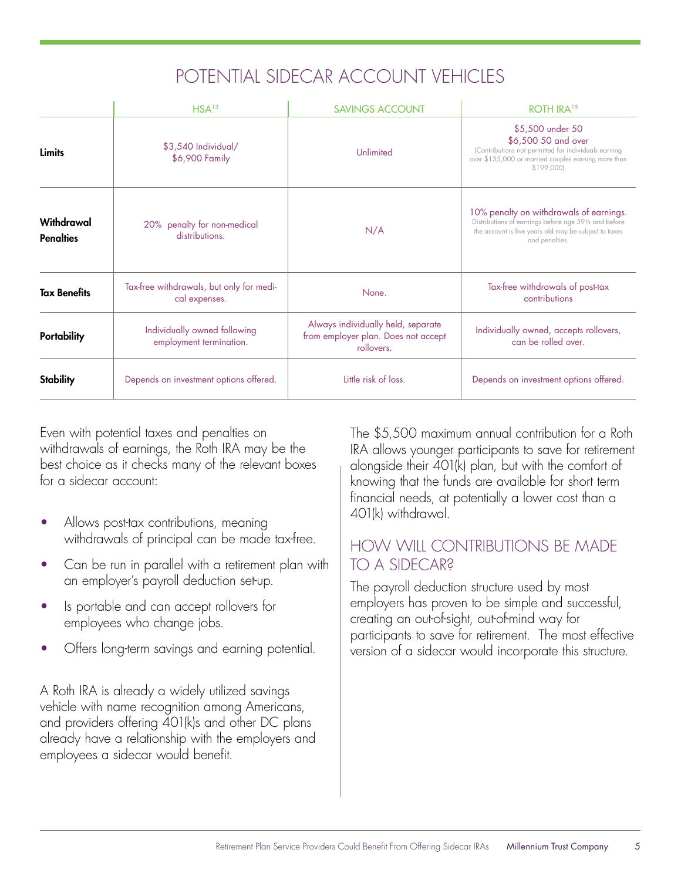## POTENTIAL SIDECAR ACCOUNT VEHICLES

| | HSA[13] | SAVINGS ACCOUNT | ROTH IRA[15] |
|---|---|---|---|
| **Limits** | $3,540 Individual/ $6,900 Family | Unlimited | $5,500 under 50<br>$6,500 50 and over<br>(Contributions not permitted for individuals earning over $135,000 or married couples earning more than $199,000) |
| **Withdrawal Penalties** | 20% penalty for non-medical distributions. | N/A | 10% penalty on withdrawals of earnings.<br>Distributions of earnings before age 59½ and before the account is five years old may be subject to taxes and penalties. |
| **Tax Benefits** | Tax-free withdrawals, but only for medical expenses. | None. | Tax-free withdrawals of post-tax contributions |
| **Portability** | Individually owned following employment termination. | Always individually held, separate from employer plan. Does not accept rollovers. | Individually owned, accepts rollovers, can be rolled over. |
| **Stability** | Depends on investment options offered. | Little risk of loss. | Depends on investment options offered. |

Even with potential taxes and penalties on withdrawals of earnings, the Roth IRA may be the best choice as it checks many of the relevant boxes for a sidecar account:

- Allows post-tax contributions, meaning withdrawals of principal can be made tax-free.
- Can be run in parallel with a retirement plan with an employer's payroll deduction set-up.
- Is portable and can accept rollovers for employees who change jobs.
- Offers long-term savings and earning potential.

A Roth IRA is already a widely utilized savings vehicle with name recognition among Americans, and providers offering 401(k)s and other DC plans already have a relationship with the employers and employees a sidecar would benefit.

The $5,500 maximum annual contribution for a Roth IRA allows younger participants to save for retirement alongside their 401(k) plan, but with the comfort of knowing that the funds are available for short term financial needs, at potentially a lower cost than a 401(k) withdrawal.

## HOW WILL CONTRIBUTIONS BE MADE TO A SIDECAR?

The payroll deduction structure used by most employers has proven to be simple and successful, creating an out-of-sight, out-of-mind way for participants to save for retirement. The most effective version of a sidecar would incorporate this structure.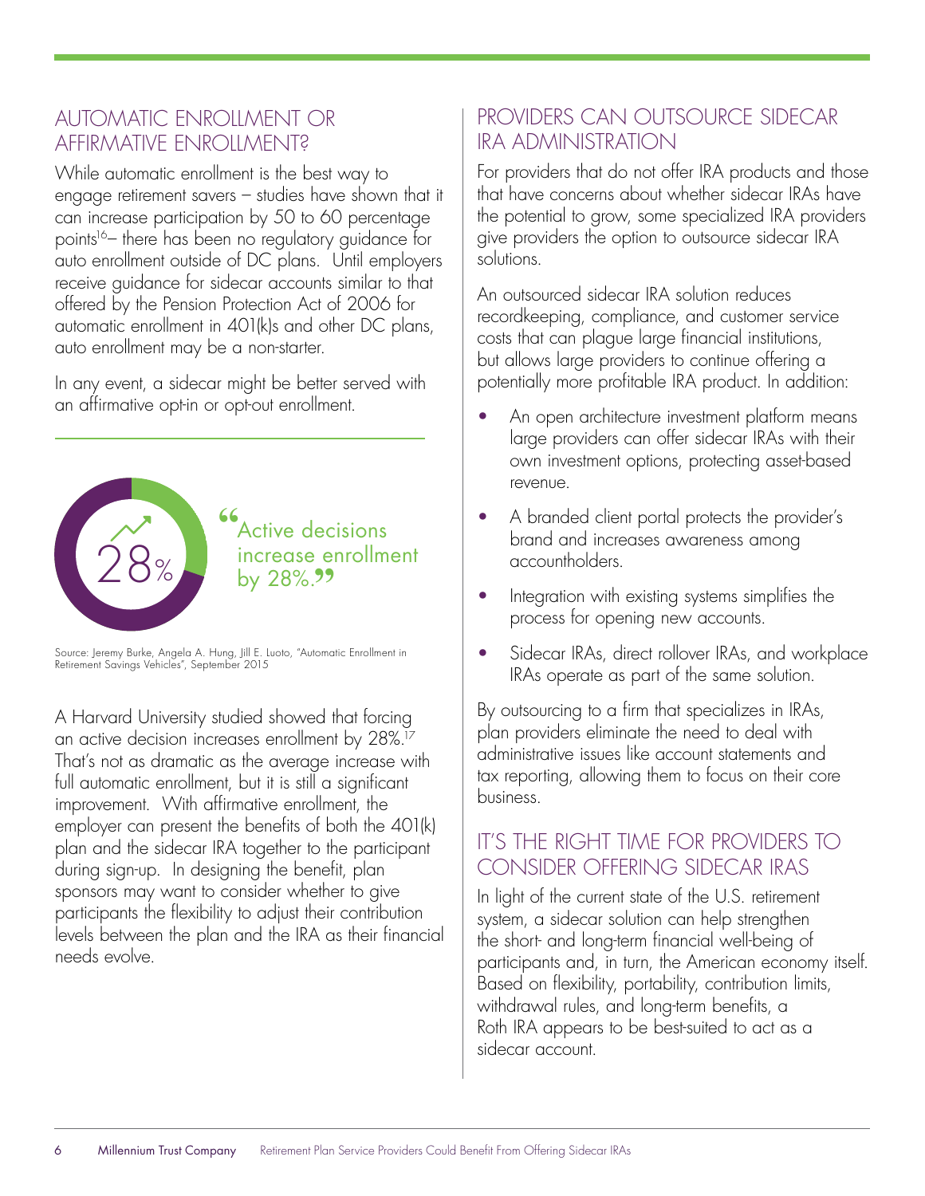## AUTOMATIC ENROLLMENT OR AFFIRMATIVE ENROLLMENT?

While automatic enrollment is the best way to engage retirement savers – studies have shown that it can increase participation by 50 to 60 percentage points[16]– there has been no regulatory guidance for auto enrollment outside of DC plans. Until employers receive guidance for sidecar accounts similar to that offered by the Pension Protection Act of 2006 for automatic enrollment in 401(k)s and other DC plans, auto enrollment may be a non-starter.

In any event, a sidecar might be better served with an affirmative opt-in or opt-out enrollment.

28%

"Active decisions increase enrollment by 28%."

Source: Jeremy Burke, Angela A. Hung, Jill E. Luoto, "Automatic Enrollment in Retirement Savings Vehicles", September 2015

A Harvard University studied showed that forcing an active decision increases enrollment by 28%.[17] That's not as dramatic as the average increase with full automatic enrollment, but it is still a significant improvement. With affirmative enrollment, the employer can present the benefits of both the 401(k) plan and the sidecar IRA together to the participant during sign-up. In designing the benefit, plan sponsors may want to consider whether to give participants the flexibility to adjust their contribution levels between the plan and the IRA as their financial needs evolve.

## PROVIDERS CAN OUTSOURCE SIDECAR IRA ADMINISTRATION

For providers that do not offer IRA products and those that have concerns about whether sidecar IRAs have the potential to grow, some specialized IRA providers give providers the option to outsource sidecar IRA solutions.

An outsourced sidecar IRA solution reduces recordkeeping, compliance, and customer service costs that can plague large financial institutions, but allows large providers to continue offering a potentially more profitable IRA product. In addition:

- An open architecture investment platform means large providers can offer sidecar IRAs with their own investment options, protecting asset-based revenue.
- A branded client portal protects the provider's brand and increases awareness among accountholders.
- Integration with existing systems simplifies the process for opening new accounts.
- Sidecar IRAs, direct rollover IRAs, and workplace IRAs operate as part of the same solution.

By outsourcing to a firm that specializes in IRAs, plan providers eliminate the need to deal with administrative issues like account statements and tax reporting, allowing them to focus on their core business.

## IT'S THE RIGHT TIME FOR PROVIDERS TO CONSIDER OFFERING SIDECAR IRAS

In light of the current state of the U.S. retirement system, a sidecar solution can help strengthen the short- and long-term financial well-being of participants and, in turn, the American economy itself. Based on flexibility, portability, contribution limits, withdrawal rules, and long-term benefits, a Roth IRA appears to be best-suited to act as a sidecar account.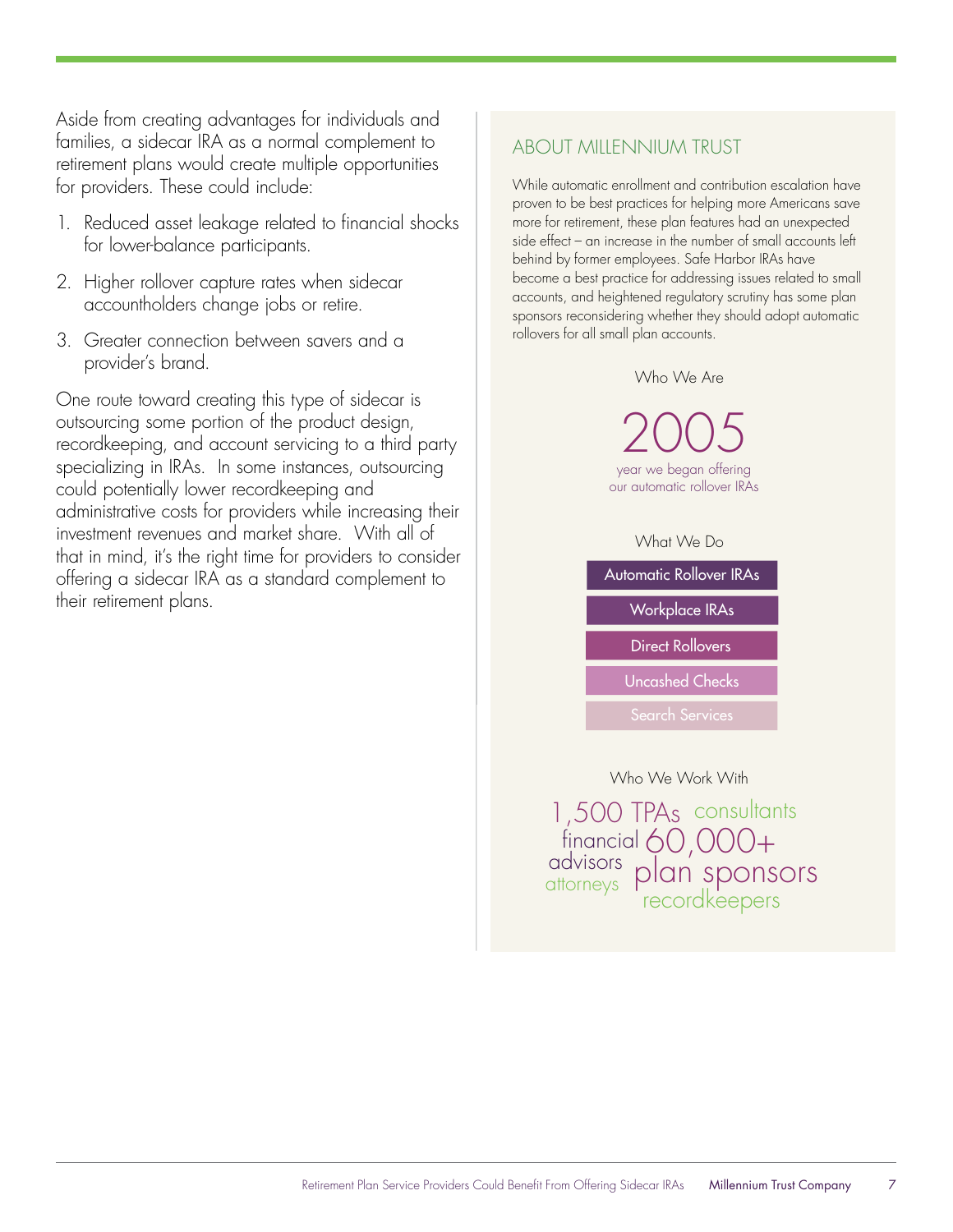Aside from creating advantages for individuals and families, a sidecar IRA as a normal complement to retirement plans would create multiple opportunities for providers. These could include:

1. Reduced asset leakage related to financial shocks for lower-balance participants.
2. Higher rollover capture rates when sidecar accountholders change jobs or retire.
3. Greater connection between savers and a provider's brand.

One route toward creating this type of sidecar is outsourcing some portion of the product design, recordkeeping, and account servicing to a third party specializing in IRAs. In some instances, outsourcing could potentially lower recordkeeping and administrative costs for providers while increasing their investment revenues and market share. With all of that in mind, it's the right time for providers to consider offering a sidecar IRA as a standard complement to their retirement plans.

## ABOUT MILLENNIUM TRUST

While automatic enrollment and contribution escalation have proven to be best practices for helping more Americans save more for retirement, these plan features had an unexpected side effect – an increase in the number of small accounts left behind by former employees. Safe Harbor IRAs have become a best practice for addressing issues related to small accounts, and heightened regulatory scrutiny has some plan sponsors reconsidering whether they should adopt automatic rollovers for all small plan accounts.

### Who We Are

**2005**
year we began offering our automatic rollover IRAs

### What We Do

- Automatic Rollover IRAs
- Workplace IRAs
- Direct Rollovers
- Uncashed Checks
- Search Services

### Who We Work With

1,500 TPAs, consultants, financial advisors, attorneys, 60,000+ plan sponsors, recordkeepers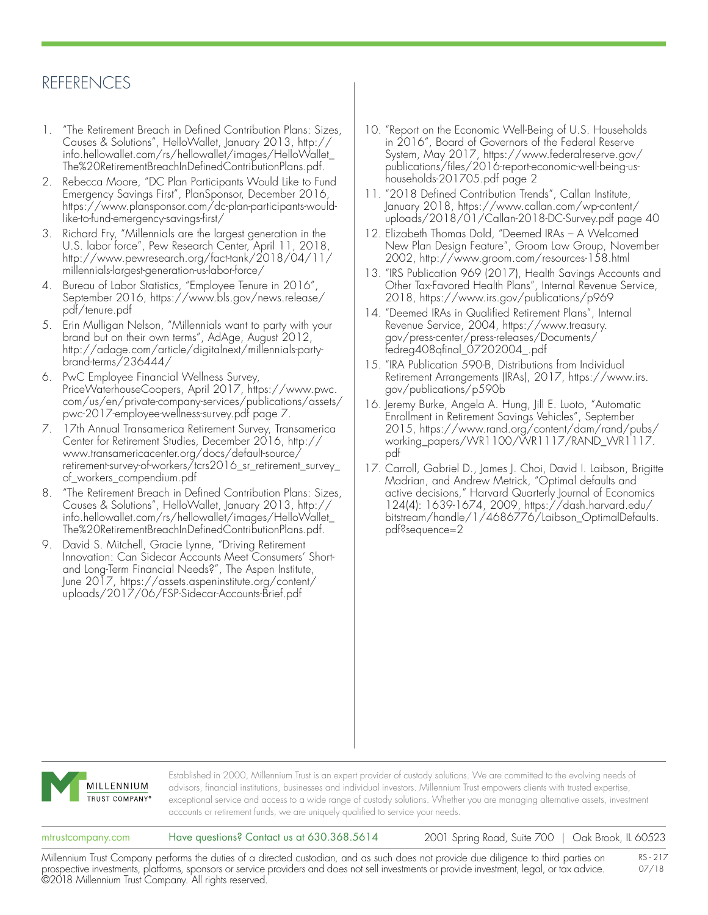## REFERENCES

1. "The Retirement Breach in Defined Contribution Plans: Sizes, Causes & Solutions", HelloWallet, January 2013, http://info.hellowallet.com/rs/hellowallet/images/HelloWallet_The%20RetirementBreachInDefinedContributionPlans.pdf.
2. Rebecca Moore, "DC Plan Participants Would Like to Fund Emergency Savings First", PlanSponsor, December 2016, https://www.plansponsor.com/dc-plan-participants-would-like-to-fund-emergency-savings-first/
3. Richard Fry, "Millennials are the largest generation in the U.S. labor force", Pew Research Center, April 11, 2018, http://www.pewresearch.org/fact-tank/2018/04/11/millennials-largest-generation-us-labor-force/
4. Bureau of Labor Statistics, "Employee Tenure in 2016", September 2016, https://www.bls.gov/news.release/pdf/tenure.pdf
5. Erin Mulligan Nelson, "Millennials want to party with your brand but on their own terms", AdAge, August 2012, http://adage.com/article/digitalnext/millennials-party-brand-terms/236444/
6. PwC Employee Financial Wellness Survey, PriceWaterhouseCoopers, April 2017, https://www.pwc.com/us/en/private-company-services/publications/assets/pwc-2017-employee-wellness-survey.pdf page 7.
7. 17th Annual Transamerica Retirement Survey, Transamerica Center for Retirement Studies, December 2016, http://www.transamericacenter.org/docs/default-source/retirement-survey-of-workers/tcrs2016_sr_retirement_survey_of_workers_compendium.pdf
8. "The Retirement Breach in Defined Contribution Plans: Sizes, Causes & Solutions", HelloWallet, January 2013, http://info.hellowallet.com/rs/hellowallet/images/HelloWallet_The%20RetirementBreachInDefinedContributionPlans.pdf.
9. David S. Mitchell, Gracie Lynne, "Driving Retirement Innovation: Can Sidecar Accounts Meet Consumers' Short- and Long-Term Financial Needs?", The Aspen Institute, June 2017, https://assets.aspeninstitute.org/content/uploads/2017/06/FSP-Sidecar-Accounts-Brief.pdf
10. "Report on the Economic Well-Being of U.S. Households in 2016", Board of Governors of the Federal Reserve System, May 2017, https://www.federalreserve.gov/publications/files/2016-report-economic-well-being-us-households-201705.pdf page 2
11. "2018 Defined Contribution Trends", Callan Institute, January 2018, https://www.callan.com/wp-content/uploads/2018/01/Callan-2018-DC-Survey.pdf page 40
12. Elizabeth Thomas Dold, "Deemed IRAs – A Welcomed New Plan Design Feature", Groom Law Group, November 2002, http://www.groom.com/resources-158.html
13. "IRS Publication 969 (2017), Health Savings Accounts and Other Tax-Favored Health Plans", Internal Revenue Service, 2018, https://www.irs.gov/publications/p969
14. "Deemed IRAs in Qualified Retirement Plans", Internal Revenue Service, 2004, https://www.treasury.gov/press-center/press-releases/Documents/fedreg408qfinal_07202004_.pdf
15. "IRA Publication 590-B, Distributions from Individual Retirement Arrangements (IRAs), 2017, https://www.irs.gov/publications/p590b
16. Jeremy Burke, Angela A. Hung, Jill E. Luoto, "Automatic Enrollment in Retirement Savings Vehicles", September 2015, https://www.rand.org/content/dam/rand/pubs/working_papers/WR1100/WR1117/RAND_WR1117.pdf
17. Carroll, Gabriel D., James J. Choi, David I. Laibson, Brigitte Madrian, and Andrew Metrick, "Optimal defaults and active decisions," Harvard Quarterly Journal of Economics 124(4): 1639-1674, 2009, https://dash.harvard.edu/bitstream/handle/1/4686776/Laibson_OptimalDefaults.pdf?sequence=2

MILLENNIUM TRUST COMPANY®

Established in 2000, Millennium Trust is an expert provider of custody solutions. We are committed to the evolving needs of advisors, financial institutions, businesses and individual investors. Millennium Trust empowers clients with trusted expertise, exceptional service and access to a wide range of custody solutions. Whether you are managing alternative assets, investment accounts or retirement funds, we are uniquely qualified to service your needs.

mtrustcompany.com | Have questions? Contact us at 630.368.5614 | 2001 Spring Road, Suite 700 | Oak Brook, IL 60523

Millennium Trust Company performs the duties of a directed custodian, and as such does not provide due diligence to third parties on prospective investments, platforms, sponsors or service providers and does not sell investments or provide investment, legal, or tax advice. ©2018 Millennium Trust Company. All rights reserved.

RS - 217
07/18